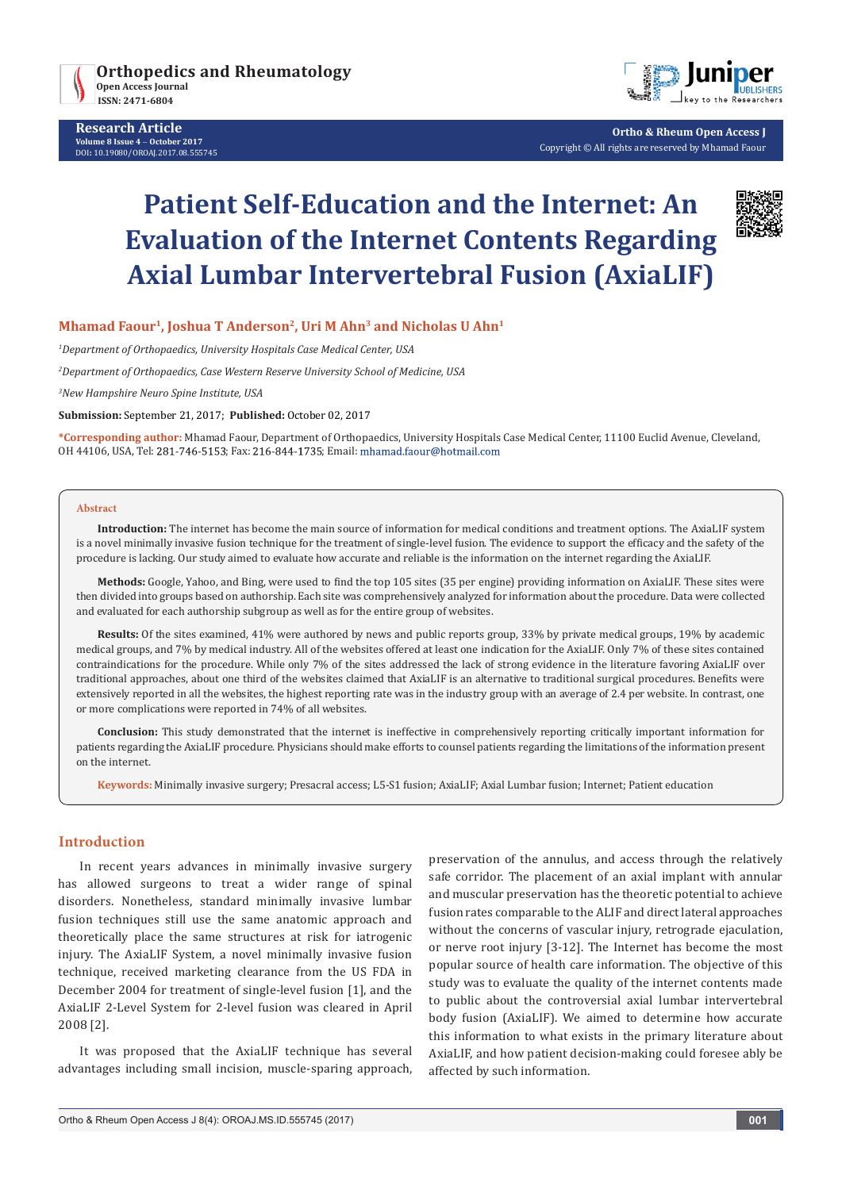# Patient Self-Education and the Internet: An Evaluation of the Internet Contents Regarding Axial Lumbar Intervertebral Fusion (AxiaLIF)

**Mhamad Faour[1], Joshua T Anderson[2], Uri M Ahn[3] and Nicholas U Ahn[1]**

*[1]Department of Orthopaedics, University Hospitals Case Medical Center, USA*

*[2]Department of Orthopaedics, Case Western Reserve University School of Medicine, USA*

*[3]New Hampshire Neuro Spine Institute, USA*

**Submission:** September 21, 2017; **Published:** October 02, 2017

**\*Corresponding author:** Mhamad Faour, Department of Orthopaedics, University Hospitals Case Medical Center, 11100 Euclid Avenue, Cleveland, OH 44106, USA, Tel: 281-746-5153; Fax: 216-844-1735; Email: mhamad.faour@hotmail.com

## Abstract

**Introduction:** The internet has become the main source of information for medical conditions and treatment options. The AxiaLIF system is a novel minimally invasive fusion technique for the treatment of single-level fusion. The evidence to support the efficacy and the safety of the procedure is lacking. Our study aimed to evaluate how accurate and reliable is the information on the internet regarding the AxiaLIF.

**Methods:** Google, Yahoo, and Bing, were used to find the top 105 sites (35 per engine) providing information on AxiaLIF. These sites were then divided into groups based on authorship. Each site was comprehensively analyzed for information about the procedure. Data were collected and evaluated for each authorship subgroup as well as for the entire group of websites.

**Results:** Of the sites examined, 41% were authored by news and public reports group, 33% by private medical groups, 19% by academic medical groups, and 7% by medical industry. All of the websites offered at least one indication for the AxiaLIF. Only 7% of these sites contained contraindications for the procedure. While only 7% of the sites addressed the lack of strong evidence in the literature favoring AxiaLIF over traditional approaches, about one third of the websites claimed that AxiaLIF is an alternative to traditional surgical procedures. Benefits were extensively reported in all the websites, the highest reporting rate was in the industry group with an average of 2.4 per website. In contrast, one or more complications were reported in 74% of all websites.

**Conclusion:** This study demonstrated that the internet is ineffective in comprehensively reporting critically important information for patients regarding the AxiaLIF procedure. Physicians should make efforts to counsel patients regarding the limitations of the information present on the internet.

**Keywords:** Minimally invasive surgery; Presacral access; L5-S1 fusion; AxiaLIF; Axial Lumbar fusion; Internet; Patient education

## Introduction

In recent years advances in minimally invasive surgery has allowed surgeons to treat a wider range of spinal disorders. Nonetheless, standard minimally invasive lumbar fusion techniques still use the same anatomic approach and theoretically place the same structures at risk for iatrogenic injury. The AxiaLIF System, a novel minimally invasive fusion technique, received marketing clearance from the US FDA in December 2004 for treatment of single-level fusion [1], and the AxiaLIF 2-Level System for 2-level fusion was cleared in April 2008 [2].

It was proposed that the AxiaLIF technique has several advantages including small incision, muscle-sparing approach, preservation of the annulus, and access through the relatively safe corridor. The placement of an axial implant with annular and muscular preservation has the theoretic potential to achieve fusion rates comparable to the ALIF and direct lateral approaches without the concerns of vascular injury, retrograde ejaculation, or nerve root injury [3-12]. The Internet has become the most popular source of health care information. The objective of this study was to evaluate the quality of the internet contents made to public about the controversial axial lumbar intervertebral body fusion (AxiaLIF). We aimed to determine how accurate this information to what exists in the primary literature about AxiaLIF, and how patient decision-making could foresee ably be affected by such information.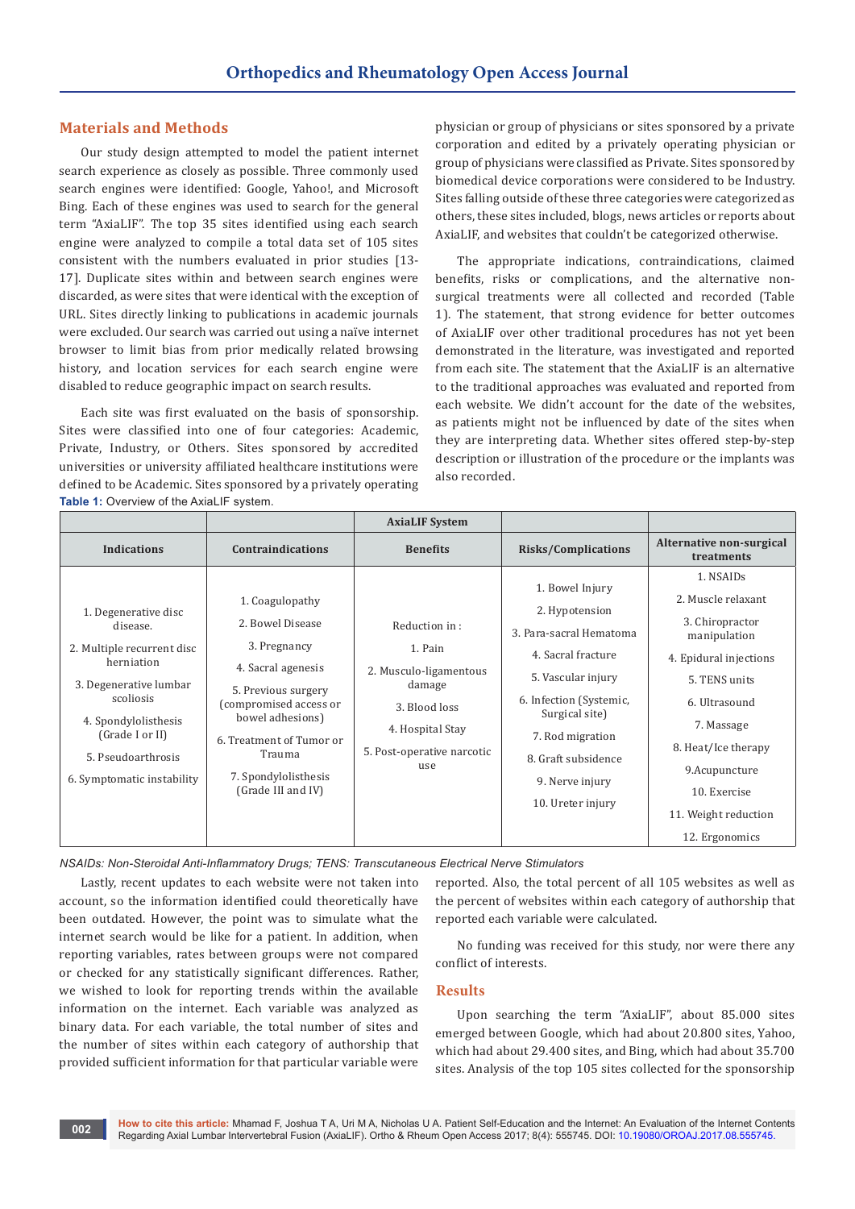## Materials and Methods

Our study design attempted to model the patient internet search experience as closely as possible. Three commonly used search engines were identified: Google, Yahoo!, and Microsoft Bing. Each of these engines was used to search for the general term "AxiaLIF". The top 35 sites identified using each search engine were analyzed to compile a total data set of 105 sites consistent with the numbers evaluated in prior studies [13-17]. Duplicate sites within and between search engines were discarded, as were sites that were identical with the exception of URL. Sites directly linking to publications in academic journals were excluded. Our search was carried out using a naïve internet browser to limit bias from prior medically related browsing history, and location services for each search engine were disabled to reduce geographic impact on search results.

Each site was first evaluated on the basis of sponsorship. Sites were classified into one of four categories: Academic, Private, Industry, or Others. Sites sponsored by accredited universities or university affiliated healthcare institutions were defined to be Academic. Sites sponsored by a privately operating physician or group of physicians or sites sponsored by a private corporation and edited by a privately operating physician or group of physicians were classified as Private. Sites sponsored by biomedical device corporations were considered to be Industry. Sites falling outside of these three categories were categorized as others, these sites included, blogs, news articles or reports about AxiaLIF, and websites that couldn't be categorized otherwise.

The appropriate indications, contraindications, claimed benefits, risks or complications, and the alternative non-surgical treatments were all collected and recorded (Table 1). The statement, that strong evidence for better outcomes of AxiaLIF over other traditional procedures has not yet been demonstrated in the literature, was investigated and reported from each site. The statement that the AxiaLIF is an alternative to the traditional approaches was evaluated and reported from each website. We didn't account for the date of the websites, as patients might not be influenced by date of the sites when they are interpreting data. Whether sites offered step-by-step description or illustration of the procedure or the implants was also recorded.

**Table 1:** Overview of the AxiaLIF system.

| | | AxiaLIF System | | |
|---|---|---|---|---|
| **Indications** | **Contraindications** | **Benefits** | **Risks/Complications** | **Alternative non-surgical treatments** |
| 1. Degenerative disc disease.<br>2. Multiple recurrent disc herniation<br>3. Degenerative lumbar scoliosis<br>4. Spondylolisthesis (Grade I or II)<br>5. Pseudoarthrosis<br>6. Symptomatic instability | 1. Coagulopathy<br>2. Bowel Disease<br>3. Pregnancy<br>4. Sacral agenesis<br>5. Previous surgery (compromised access or bowel adhesions)<br>6. Treatment of Tumor or Trauma<br>7. Spondylolisthesis (Grade III and IV) | Reduction in :<br>1. Pain<br>2. Musculo-ligamentous damage<br>3. Blood loss<br>4. Hospital Stay<br>5. Post-operative narcotic use | 1. Bowel Injury<br>2. Hypotension<br>3. Para-sacral Hematoma<br>4. Sacral fracture<br>5. Vascular injury<br>6. Infection (Systemic, Surgical site)<br>7. Rod migration<br>8. Graft subsidence<br>9. Nerve injury<br>10. Ureter injury | 1. NSAIDs<br>2. Muscle relaxant<br>3. Chiropractor manipulation<br>4. Epidural injections<br>5. TENS units<br>6. Ultrasound<br>7. Massage<br>8. Heat/Ice therapy<br>9.Acupuncture<br>10. Exercise<br>11. Weight reduction<br>12. Ergonomics |

*NSAIDs: Non-Steroidal Anti-Inflammatory Drugs; TENS: Transcutaneous Electrical Nerve Stimulators*

Lastly, recent updates to each website were not taken into account, so the information identified could theoretically have been outdated. However, the point was to simulate what the internet search would be like for a patient. In addition, when reporting variables, rates between groups were not compared or checked for any statistically significant differences. Rather, we wished to look for reporting trends within the available information on the internet. Each variable was analyzed as binary data. For each variable, the total number of sites and the number of sites within each category of authorship that provided sufficient information for that particular variable were reported. Also, the total percent of all 105 websites as well as the percent of websites within each category of authorship that reported each variable were calculated.

No funding was received for this study, nor were there any conflict of interests.

## Results

Upon searching the term "AxiaLIF", about 85.000 sites emerged between Google, which had about 20.800 sites, Yahoo, which had about 29.400 sites, and Bing, which had about 35.700 sites. Analysis of the top 105 sites collected for the sponsorship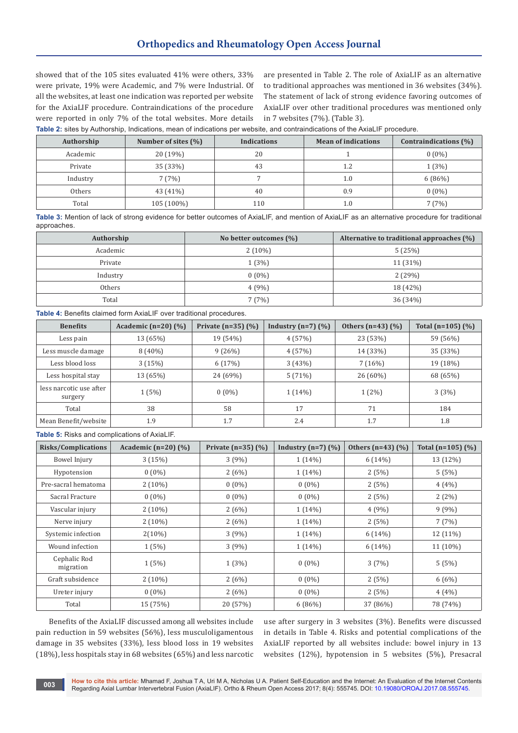showed that of the 105 sites evaluated 41% were others, 33% were private, 19% were Academic, and 7% were Industrial. Of all the websites, at least one indication was reported per website for the AxiaLIF procedure. Contraindications of the procedure were reported in only 7% of the total websites. More details are presented in Table 2. The role of AxiaLIF as an alternative to traditional approaches was mentioned in 36 websites (34%). The statement of lack of strong evidence favoring outcomes of AxiaLIF over other traditional procedures was mentioned only in 7 websites (7%). (Table 3).

**Table 2:** sites by Authorship, Indications, mean of indications per website, and contraindications of the AxiaLIF procedure.

| Authorship | Number of sites (%) | Indications | Mean of indications | Contraindications (%) |
|---|---|---|---|---|
| Academic | 20 (19%) | 20 | 1 | 0 (0%) |
| Private | 35 (33%) | 43 | 1.2 | 1 (3%) |
| Industry | 7 (7%) | 7 | 1.0 | 6 (86%) |
| Others | 43 (41%) | 40 | 0.9 | 0 (0%) |
| Total | 105 (100%) | 110 | 1.0 | 7 (7%) |

**Table 3:** Mention of lack of strong evidence for better outcomes of AxiaLIF, and mention of AxiaLIF as an alternative procedure for traditional approaches.

| Authorship | No better outcomes (%) | Alternative to traditional approaches (%) |
|---|---|---|
| Academic | 2 (10%) | 5 (25%) |
| Private | 1 (3%) | 11 (31%) |
| Industry | 0 (0%) | 2 (29%) |
| Others | 4 (9%) | 18 (42%) |
| Total | 7 (7%) | 36 (34%) |

**Table 4:** Benefits claimed form AxiaLIF over traditional procedures.

| Benefits | Academic (n=20) (%) | Private (n=35) (%) | Industry (n=7) (%) | Others (n=43) (%) | Total (n=105) (%) |
|---|---|---|---|---|---|
| Less pain | 13 (65%) | 19 (54%) | 4 (57%) | 23 (53%) | 59 (56%) |
| Less muscle damage | 8 (40%) | 9 (26%) | 4 (57%) | 14 (33%) | 35 (33%) |
| Less blood loss | 3 (15%) | 6 (17%) | 3 (43%) | 7 (16%) | 19 (18%) |
| Less hospital stay | 13 (65%) | 24 (69%) | 5 (71%) | 26 (60%) | 68 (65%) |
| less narcotic use after surgery | 1 (5%) | 0 (0%) | 1 (14%) | 1 (2%) | 3 (3%) |
| Total | 38 | 58 | 17 | 71 | 184 |
| Mean Benefit/website | 1.9 | 1.7 | 2.4 | 1.7 | 1.8 |

**Table 5:** Risks and complications of AxiaLIF.

| Risks/Complications | Academic (n=20) (%) | Private (n=35) (%) | Industry (n=7) (%) | Others (n=43) (%) | Total (n=105) (%) |
|---|---|---|---|---|---|
| Bowel Injury | 3 (15%) | 3 (9%) | 1 (14%) | 6 (14%) | 13 (12%) |
| Hypotension | 0 (0%) | 2 (6%) | 1 (14%) | 2 (5%) | 5 (5%) |
| Pre-sacral hematoma | 2 (10%) | 0 (0%) | 0 (0%) | 2 (5%) | 4 (4%) |
| Sacral Fracture | 0 (0%) | 0 (0%) | 0 (0%) | 2 (5%) | 2 (2%) |
| Vascular injury | 2 (10%) | 2 (6%) | 1 (14%) | 4 (9%) | 9 (9%) |
| Nerve injury | 2 (10%) | 2 (6%) | 1 (14%) | 2 (5%) | 7 (7%) |
| Systemic infection | 2(10%) | 3 (9%) | 1 (14%) | 6 (14%) | 12 (11%) |
| Wound infection | 1 (5%) | 3 (9%) | 1 (14%) | 6 (14%) | 11 (10%) |
| Cephalic Rod migration | 1 (5%) | 1 (3%) | 0 (0%) | 3 (7%) | 5 (5%) |
| Graft subsidence | 2 (10%) | 2 (6%) | 0 (0%) | 2 (5%) | 6 (6%) |
| Ureter injury | 0 (0%) | 2 (6%) | 0 (0%) | 2 (5%) | 4 (4%) |
| Total | 15 (75%) | 20 (57%) | 6 (86%) | 37 (86%) | 78 (74%) |

Benefits of the AxiaLIF discussed among all websites include pain reduction in 59 websites (56%), less musculoligamentous damage in 35 websites (33%), less blood loss in 19 websites (18%), less hospitals stay in 68 websites (65%) and less narcotic use after surgery in 3 websites (3%). Benefits were discussed in details in Table 4. Risks and potential complications of the AxiaLIF reported by all websites include: bowel injury in 13 websites (12%), hypotension in 5 websites (5%), Presacral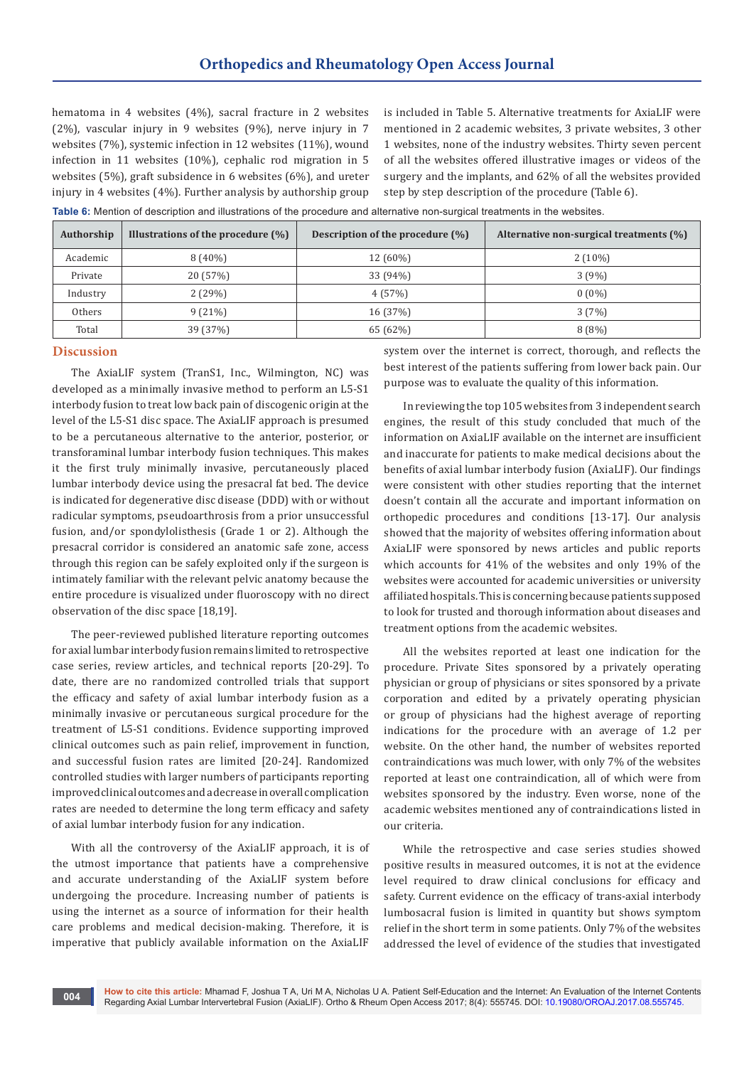hematoma in 4 websites (4%), sacral fracture in 2 websites (2%), vascular injury in 9 websites (9%), nerve injury in 7 websites (7%), systemic infection in 12 websites (11%), wound infection in 11 websites (10%), cephalic rod migration in 5 websites (5%), graft subsidence in 6 websites (6%), and ureter injury in 4 websites (4%). Further analysis by authorship group is included in Table 5. Alternative treatments for AxiaLIF were mentioned in 2 academic websites, 3 private websites, 3 other 1 websites, none of the industry websites. Thirty seven percent of all the websites offered illustrative images or videos of the surgery and the implants, and 62% of all the websites provided step by step description of the procedure (Table 6).

**Table 6:** Mention of description and illustrations of the procedure and alternative non-surgical treatments in the websites.

| Authorship | Illustrations of the procedure (%) | Description of the procedure (%) | Alternative non-surgical treatments (%) |
|---|---|---|---|
| Academic | 8 (40%) | 12 (60%) | 2 (10%) |
| Private | 20 (57%) | 33 (94%) | 3 (9%) |
| Industry | 2 (29%) | 4 (57%) | 0 (0%) |
| Others | 9 (21%) | 16 (37%) | 3 (7%) |
| Total | 39 (37%) | 65 (62%) | 8 (8%) |

## Discussion

The AxiaLIF system (TranS1, Inc., Wilmington, NC) was developed as a minimally invasive method to perform an L5-S1 interbody fusion to treat low back pain of discogenic origin at the level of the L5-S1 disc space. The AxiaLIF approach is presumed to be a percutaneous alternative to the anterior, posterior, or transforaminal lumbar interbody fusion techniques. This makes it the first truly minimally invasive, percutaneously placed lumbar interbody device using the presacral fat bed. The device is indicated for degenerative disc disease (DDD) with or without radicular symptoms, pseudoarthrosis from a prior unsuccessful fusion, and/or spondylolisthesis (Grade 1 or 2). Although the presacral corridor is considered an anatomic safe zone, access through this region can be safely exploited only if the surgeon is intimately familiar with the relevant pelvic anatomy because the entire procedure is visualized under fluoroscopy with no direct observation of the disc space [18,19].

The peer-reviewed published literature reporting outcomes for axial lumbar interbody fusion remains limited to retrospective case series, review articles, and technical reports [20-29]. To date, there are no randomized controlled trials that support the efficacy and safety of axial lumbar interbody fusion as a minimally invasive or percutaneous surgical procedure for the treatment of L5-S1 conditions. Evidence supporting improved clinical outcomes such as pain relief, improvement in function, and successful fusion rates are limited [20-24]. Randomized controlled studies with larger numbers of participants reporting improved clinical outcomes and a decrease in overall complication rates are needed to determine the long term efficacy and safety of axial lumbar interbody fusion for any indication.

With all the controversy of the AxiaLIF approach, it is of the utmost importance that patients have a comprehensive and accurate understanding of the AxiaLIF system before undergoing the procedure. Increasing number of patients is using the internet as a source of information for their health care problems and medical decision-making. Therefore, it is imperative that publicly available information on the AxiaLIF system over the internet is correct, thorough, and reflects the best interest of the patients suffering from lower back pain. Our purpose was to evaluate the quality of this information.

In reviewing the top 105 websites from 3 independent search engines, the result of this study concluded that much of the information on AxiaLIF available on the internet are insufficient and inaccurate for patients to make medical decisions about the benefits of axial lumbar interbody fusion (AxiaLIF). Our findings were consistent with other studies reporting that the internet doesn't contain all the accurate and important information on orthopedic procedures and conditions [13-17]. Our analysis showed that the majority of websites offering information about AxiaLIF were sponsored by news articles and public reports which accounts for 41% of the websites and only 19% of the websites were accounted for academic universities or university affiliated hospitals. This is concerning because patients supposed to look for trusted and thorough information about diseases and treatment options from the academic websites.

All the websites reported at least one indication for the procedure. Private Sites sponsored by a privately operating physician or group of physicians or sites sponsored by a private corporation and edited by a privately operating physician or group of physicians had the highest average of reporting indications for the procedure with an average of 1.2 per website. On the other hand, the number of websites reported contraindications was much lower, with only 7% of the websites reported at least one contraindication, all of which were from websites sponsored by the industry. Even worse, none of the academic websites mentioned any of contraindications listed in our criteria.

While the retrospective and case series studies showed positive results in measured outcomes, it is not at the evidence level required to draw clinical conclusions for efficacy and safety. Current evidence on the efficacy of trans-axial interbody lumbosacral fusion is limited in quantity but shows symptom relief in the short term in some patients. Only 7% of the websites addressed the level of evidence of the studies that investigated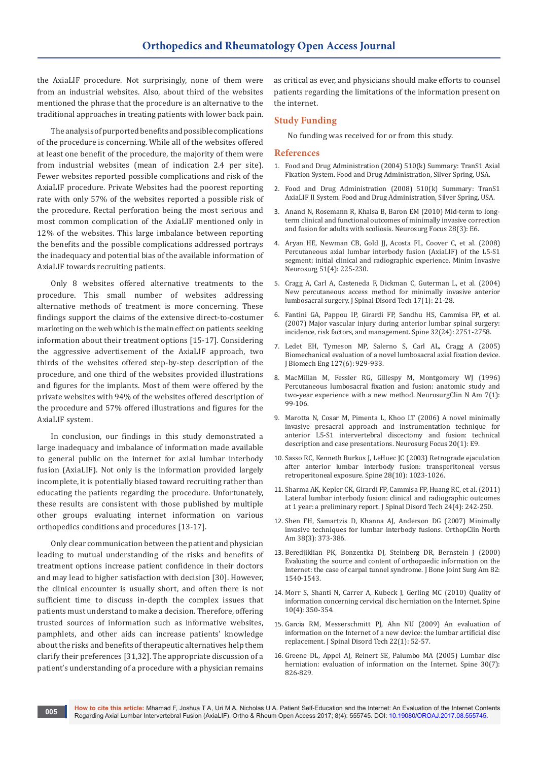the AxiaLIF procedure. Not surprisingly, none of them were from an industrial websites. Also, about third of the websites mentioned the phrase that the procedure is an alternative to the traditional approaches in treating patients with lower back pain.

The analysis of purported benefits and possible complications of the procedure is concerning. While all of the websites offered at least one benefit of the procedure, the majority of them were from industrial websites (mean of indication 2.4 per site). Fewer websites reported possible complications and risk of the AxiaLIF procedure. Private Websites had the poorest reporting rate with only 57% of the websites reported a possible risk of the procedure. Rectal perforation being the most serious and most common complication of the AxiaLIF mentioned only in 12% of the websites. This large imbalance between reporting the benefits and the possible complications addressed portrays the inadequacy and potential bias of the available information of AxiaLIF towards recruiting patients.

Only 8 websites offered alternative treatments to the procedure. This small number of websites addressing alternative methods of treatment is more concerning. These findings support the claims of the extensive direct-to-costumer marketing on the web which is the main effect on patients seeking information about their treatment options [15-17]. Considering the aggressive advertisement of the AxiaLIF approach, two thirds of the websites offered step-by-step description of the procedure, and one third of the websites provided illustrations and figures for the implants. Most of them were offered by the private websites with 94% of the websites offered description of the procedure and 57% offered illustrations and figures for the AxiaLIF system.

In conclusion, our findings in this study demonstrated a large inadequacy and imbalance of information made available to general public on the internet for axial lumbar interbody fusion (AxiaLIF). Not only is the information provided largely incomplete, it is potentially biased toward recruiting rather than educating the patients regarding the procedure. Unfortunately, these results are consistent with those published by multiple other groups evaluating internet information on various orthopedics conditions and procedures [13-17].

Only clear communication between the patient and physician leading to mutual understanding of the risks and benefits of treatment options increase patient confidence in their doctors and may lead to higher satisfaction with decision [30]. However, the clinical encounter is usually short, and often there is not sufficient time to discuss in-depth the complex issues that patients must understand to make a decision. Therefore, offering trusted sources of information such as informative websites, pamphlets, and other aids can increase patients' knowledge about the risks and benefits of therapeutic alternatives help them clarify their preferences [31,32]. The appropriate discussion of a patient's understanding of a procedure with a physician remains as critical as ever, and physicians should make efforts to counsel patients regarding the limitations of the information present on the internet.

## Study Funding

No funding was received for or from this study.

## References

1. Food and Drug Administration (2004) 510(k) Summary: TranS1 Axial Fixation System. Food and Drug Administration, Silver Spring, USA.
2. Food and Drug Administration (2008) 510(k) Summary: TranS1 AxiaLIF II System. Food and Drug Administration, Silver Spring, USA.
3. Anand N, Rosemann R, Khalsa B, Baron EM (2010) Mid-term to long-term clinical and functional outcomes of minimally invasive correction and fusion for adults with scoliosis. Neurosurg Focus 28(3): E6.
4. Aryan HE, Newman CB, Gold JJ, Acosta FL, Coover C, et al. (2008) Percutaneous axial lumbar interbody fusion (AxiaLIF) of the L5-S1 segment: initial clinical and radiographic experience. Minim Invasive Neurosurg 51(4): 225-230.
5. Cragg A, Carl A, Casteneda F, Dickman C, Guterman L, et al. (2004) New percutaneous access method for minimally invasive anterior lumbosacral surgery. J Spinal Disord Tech 17(1): 21-28.
6. Fantini GA, Pappou IP, Girardi FP, Sandhu HS, Cammisa FP, et al. (2007) Major vascular injury during anterior lumbar spinal surgery: incidence, risk factors, and management. Spine 32(24): 2751-2758.
7. Ledet EH, Tymeson MP, Salerno S, Carl AL, Cragg A (2005) Biomechanical evaluation of a novel lumbosacral axial fixation device. J Biomech Eng 127(6): 929-933.
8. MacMillan M, Fessler RG, Gillespy M, Montgomery WJ (1996) Percutaneous lumbosacral fixation and fusion: anatomic study and two-year experience with a new method. NeurosurgClin N Am 7(1): 99-106.
9. Marotta N, Cosar M, Pimenta L, Khoo LT (2006) A novel minimally invasive presacral approach and instrumentation technique for anterior L5-S1 intervertebral discectomy and fusion: technical description and case presentations. Neurosurg Focus 20(1): E9.
10. Sasso RC, Kenneth Burkus J, LeHuec JC (2003) Retrograde ejaculation after anterior lumbar interbody fusion: transperitoneal versus retroperitoneal exposure. Spine 28(10): 1023-1026.
11. Sharma AK, Kepler CK, Girardi FP, Cammisa FP, Huang RC, et al. (2011) Lateral lumbar interbody fusion: clinical and radiographic outcomes at 1 year: a preliminary report. J Spinal Disord Tech 24(4): 242-250.
12. Shen FH, Samartzis D, Khanna AJ, Anderson DG (2007) Minimally invasive techniques for lumbar interbody fusions. OrthopClin North Am 38(3): 373-386.
13. Beredjiklian PK, Bonzentka DJ, Steinberg DR, Bernstein J (2000) Evaluating the source and content of orthopaedic information on the Internet: the case of carpal tunnel syndrome. J Bone Joint Surg Am 82: 1540-1543.
14. Morr S, Shanti N, Carrer A, Kubeck J, Gerling MC (2010) Quality of information concerning cervical disc herniation on the Internet. Spine 10(4): 350-354.
15. Garcia RM, Messerschmitt PJ, Ahn NU (2009) An evaluation of information on the Internet of a new device: the lumbar artificial disc replacement. J Spinal Disord Tech 22(1): 52-57.
16. Greene DL, Appel AJ, Reinert SE, Palumbo MA (2005) Lumbar disc herniation: evaluation of information on the Internet. Spine 30(7): 826-829.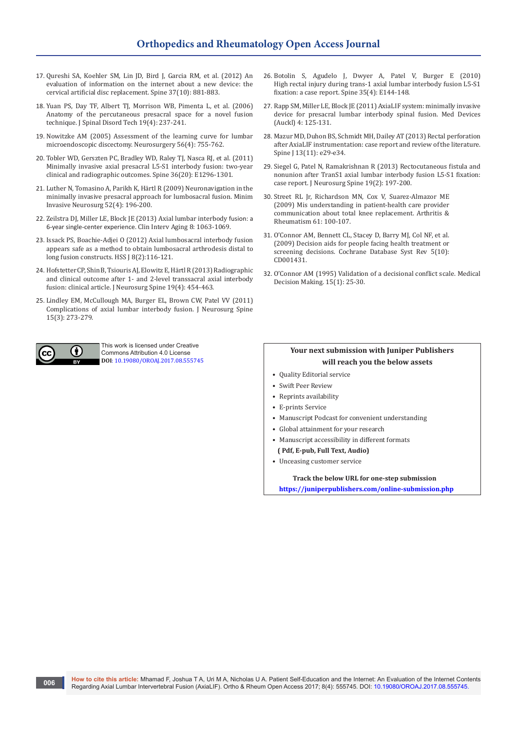17. Qureshi SA, Koehler SM, Lin JD, Bird J, Garcia RM, et al. (2012) An evaluation of information on the internet about a new device: the cervical artificial disc replacement. Spine 37(10): 881-883.
18. Yuan PS, Day TF, Albert TJ, Morrison WB, Pimenta L, et al. (2006) Anatomy of the percutaneous presacral space for a novel fusion technique. J Spinal Disord Tech 19(4): 237-241.
19. Nowitzke AM (2005) Assessment of the learning curve for lumbar microendoscopic discectomy. Neurosurgery 56(4): 755-762.
20. Tobler WD, Gerszten PC, Bradley WD, Raley TJ, Nasca RJ, et al. (2011) Minimally invasive axial presacral L5-S1 interbody fusion: two-year clinical and radiographic outcomes. Spine 36(20): E1296-1301.
21. Luther N, Tomasino A, Parikh K, Härtl R (2009) Neuronavigation in the minimally invasive presacral approach for lumbosacral fusion. Minim Invasive Neurosurg 52(4): 196-200.
22. Zeilstra DJ, Miller LE, Block JE (2013) Axial lumbar interbody fusion: a 6-year single-center experience. Clin Interv Aging 8: 1063-1069.
23. Issack PS, Boachie-Adjei O (2012) Axial lumbosacral interbody fusion appears safe as a method to obtain lumbosacral arthrodesis distal to long fusion constructs. HSS J 8(2):116-121.
24. Hofstetter CP, Shin B, Tsiouris AJ, Elowitz E, Härtl R (2013) Radiographic and clinical outcome after 1- and 2-level transsacral axial interbody fusion: clinical article. J Neurosurg Spine 19(4): 454-463.
25. Lindley EM, McCullough MA, Burger EL, Brown CW, Patel VV (2011) Complications of axial lumbar interbody fusion. J Neurosurg Spine 15(3): 273-279.
26. Botolin S, Agudelo J, Dwyer A, Patel V, Burger E (2010) High rectal injury during trans-1 axial lumbar interbody fusion L5-S1 fixation: a case report. Spine 35(4): E144-148.
27. Rapp SM, Miller LE, Block JE (2011) AxiaLIF system: minimally invasive device for presacral lumbar interbody spinal fusion. Med Devices (Auckl) 4: 125-131.
28. Mazur MD, Duhon BS, Schmidt MH, Dailey AT (2013) Rectal perforation after AxiaLIF instrumentation: case report and review of the literature. Spine J 13(11): e29-e34.
29. Siegel G, Patel N, Ramakrishnan R (2013) Rectocutaneous fistula and nonunion after TranS1 axial lumbar interbody fusion L5-S1 fixation: case report. J Neurosurg Spine 19(2): 197-200.
30. Street RL Jr, Richardson MN, Cox V, Suarez-Almazor ME (2009) Mis understanding in patient-health care provider communication about total knee replacement. Arthritis & Rheumatism 61: 100-107.
31. O'Connor AM, Bennett CL, Stacey D, Barry MJ, Col NF, et al. (2009) Decision aids for people facing health treatment or screening decisions. Cochrane Database Syst Rev 5(10): CD001431.
32. O'Connor AM (1995) Validation of a decisional conflict scale. Medical Decision Making. 15(1): 25-30.

This work is licensed under Creative Commons Attribution 4.0 License
**DOI**: 10.19080/OROAJ.2017.08.555745

**Your next submission with Juniper Publishers will reach you the below assets**

- Quality Editorial service
- Swift Peer Review
- Reprints availability
- E-prints Service
- Manuscript Podcast for convenient understanding
- Global attainment for your research
- Manuscript accessibility in different formats

**( Pdf, E-pub, Full Text, Audio)**

- Unceasing customer service

**Track the below URL for one-step submission**
**https://juniperpublishers.com/online-submission.php**

**How to cite this article:** Mhamad F, Joshua T A, Uri M A, Nicholas U A. Patient Self-Education and the Internet: An Evaluation of the Internet Contents Regarding Axial Lumbar Intervertebral Fusion (AxiaLIF). Ortho & Rheum Open Access 2017; 8(4): 555745. DOI: 10.19080/OROAJ.2017.08.555745.